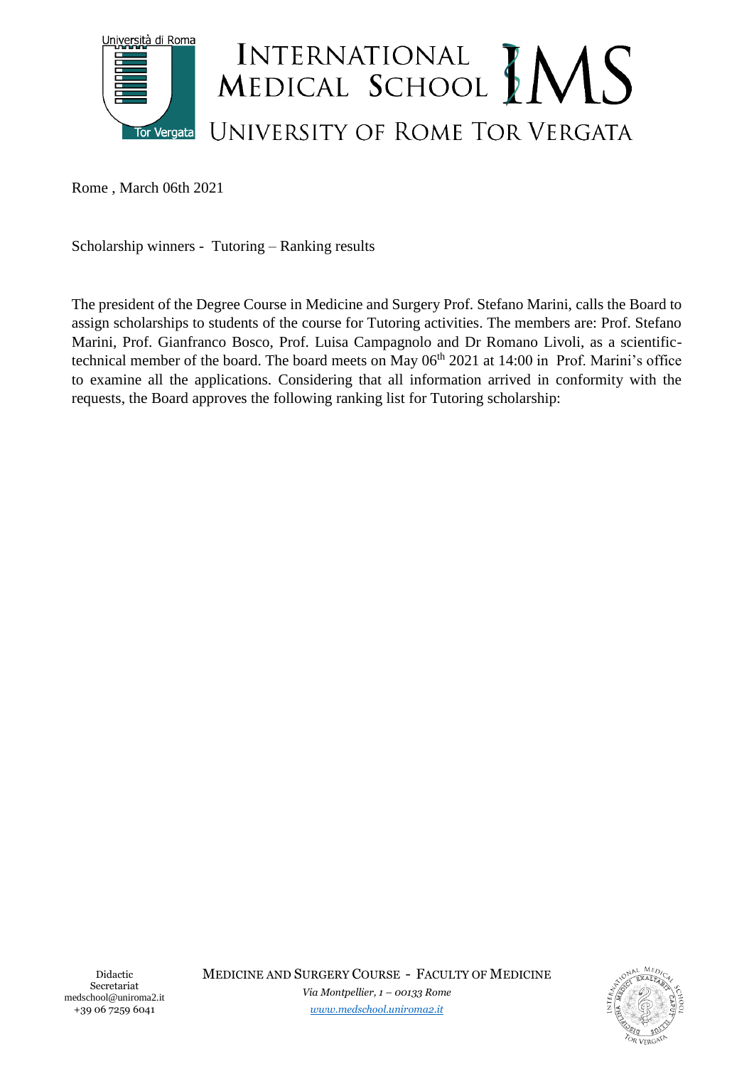Rome , March 06th 2021

Scholarship winners - Tutoring – Ranking results

The president of the Degree Course in Medicine and Surgery Prof. Stefano Marini, calls the Board to assign scholarships to students of the course for Tutoring activities. The members are: Prof. Stefano Marini, Prof. Gianfranco Bosco, Prof. Luisa Campagnolo and Dr Romano Livoli, as a scientific-technical member of the board. The board meets on May 06th 2021 at 14:00 in Prof. Marini's office to examine all the applications. Considering that all information arrived in conformity with the requests, the Board approves the following ranking list for Tutoring scholarship: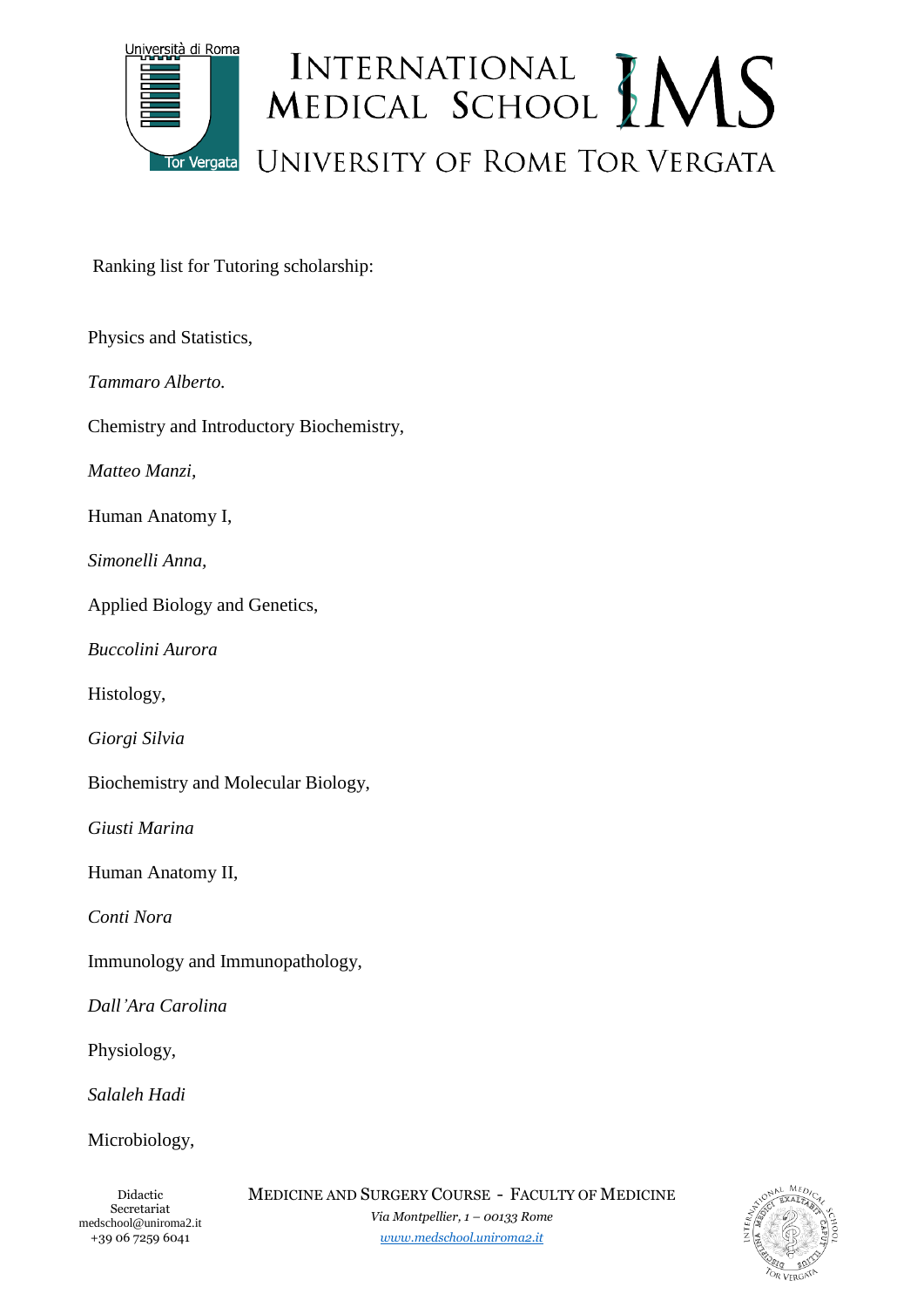Ranking list for Tutoring scholarship:

Physics and Statistics,

*Tammaro Alberto.*

Chemistry and Introductory Biochemistry,

*Matteo Manzi*,

Human Anatomy I,

*Simonelli Anna,*

Applied Biology and Genetics,

*Buccolini Aurora*

Histology,

*Giorgi Silvia*

Biochemistry and Molecular Biology,

*Giusti Marina*

Human Anatomy II,

*Conti Nora*

Immunology and Immunopathology,

*Dall'Ara Carolina*

Physiology,

*Salaleh Hadi*

Microbiology,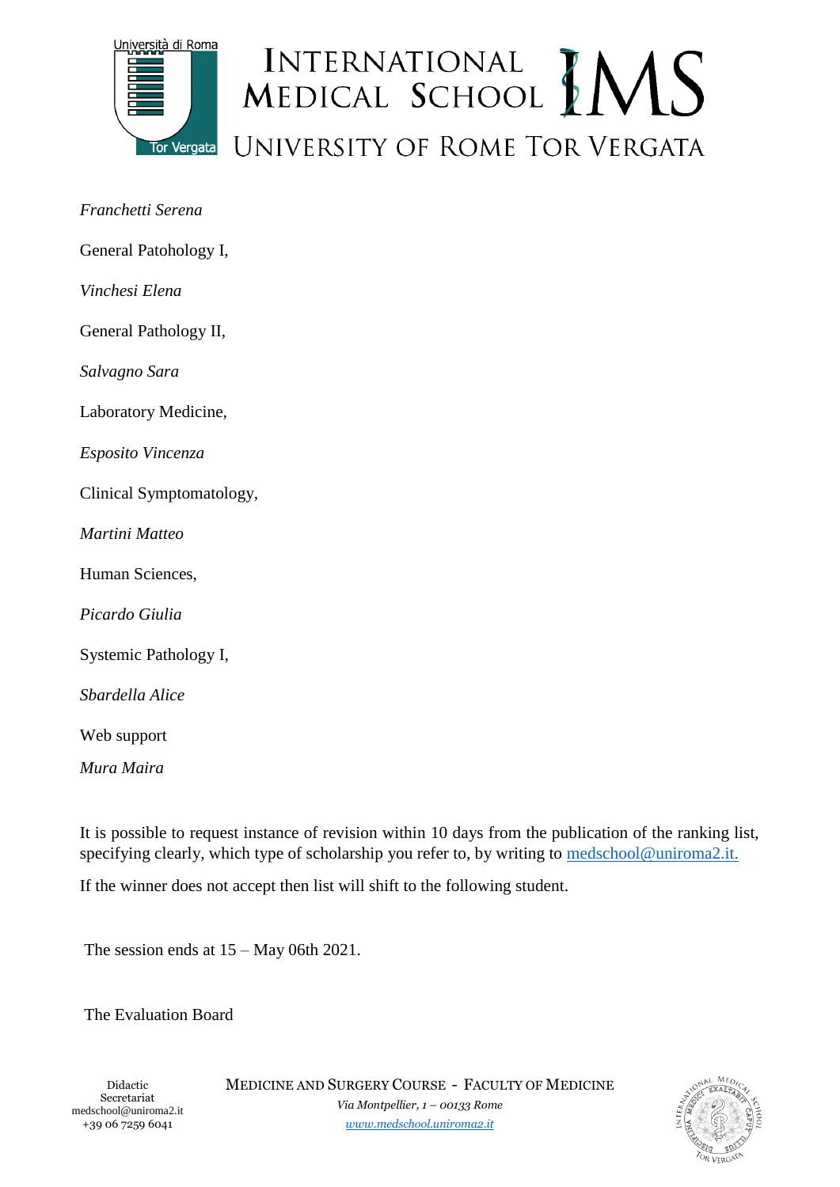*Franchetti Serena*

General Patohology I,

*Vinchesi Elena*

General Pathology II,

*Salvagno Sara*

Laboratory Medicine,

*Esposito Vincenza*

Clinical Symptomatology,

*Martini Matteo*

Human Sciences,

*Picardo Giulia*

Systemic Pathology I,

*Sbardella Alice*

Web support

*Mura Maira*

It is possible to request instance of revision within 10 days from the publication of the ranking list, specifying clearly, which type of scholarship you refer to, by writing to medschool@uniroma2.it.

If the winner does not accept then list will shift to the following student.

The session ends at 15 – May 06th 2021.

The Evaluation Board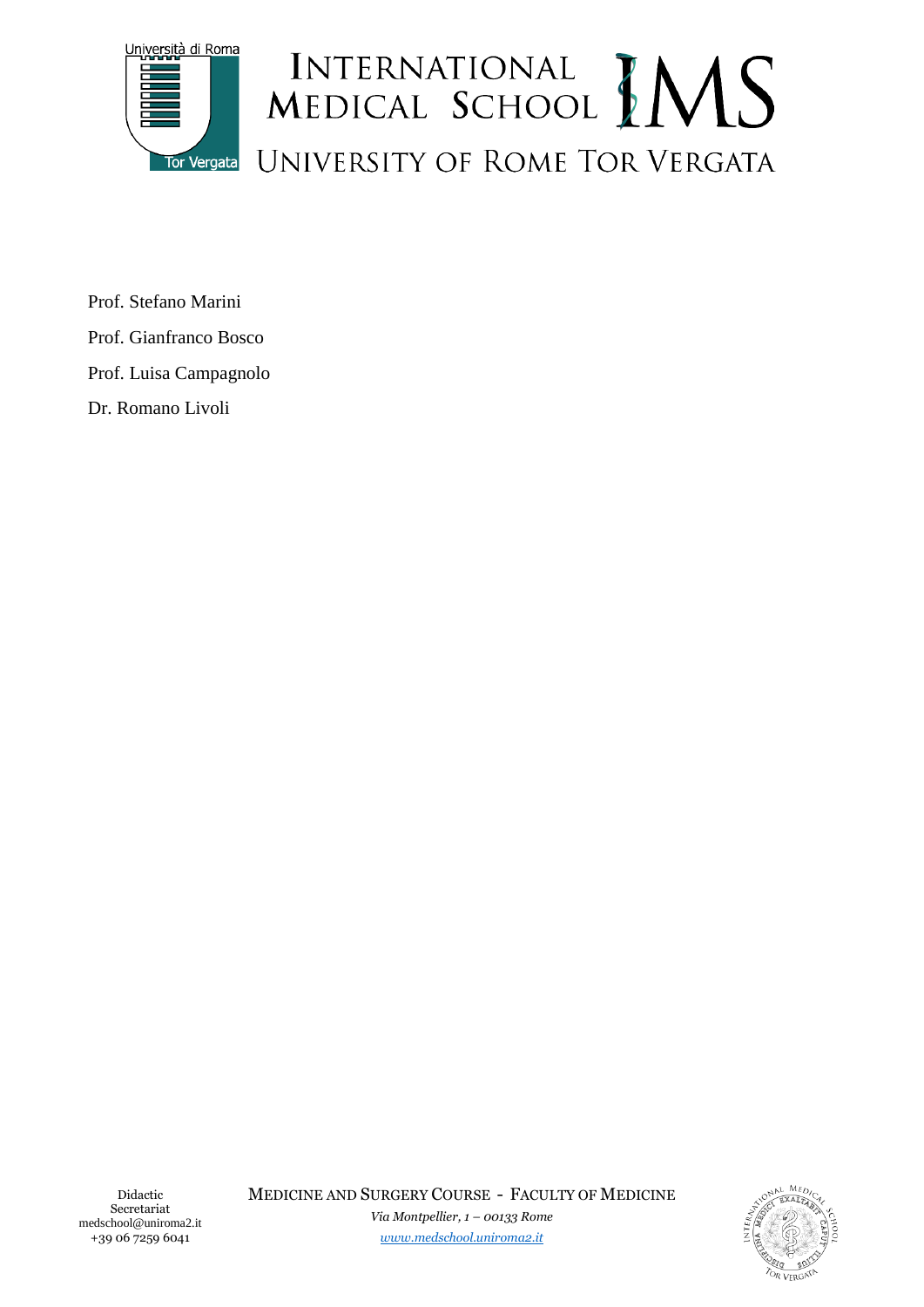Prof. Stefano Marini

Prof. Gianfranco Bosco

Prof. Luisa Campagnolo

Dr. Romano Livoli